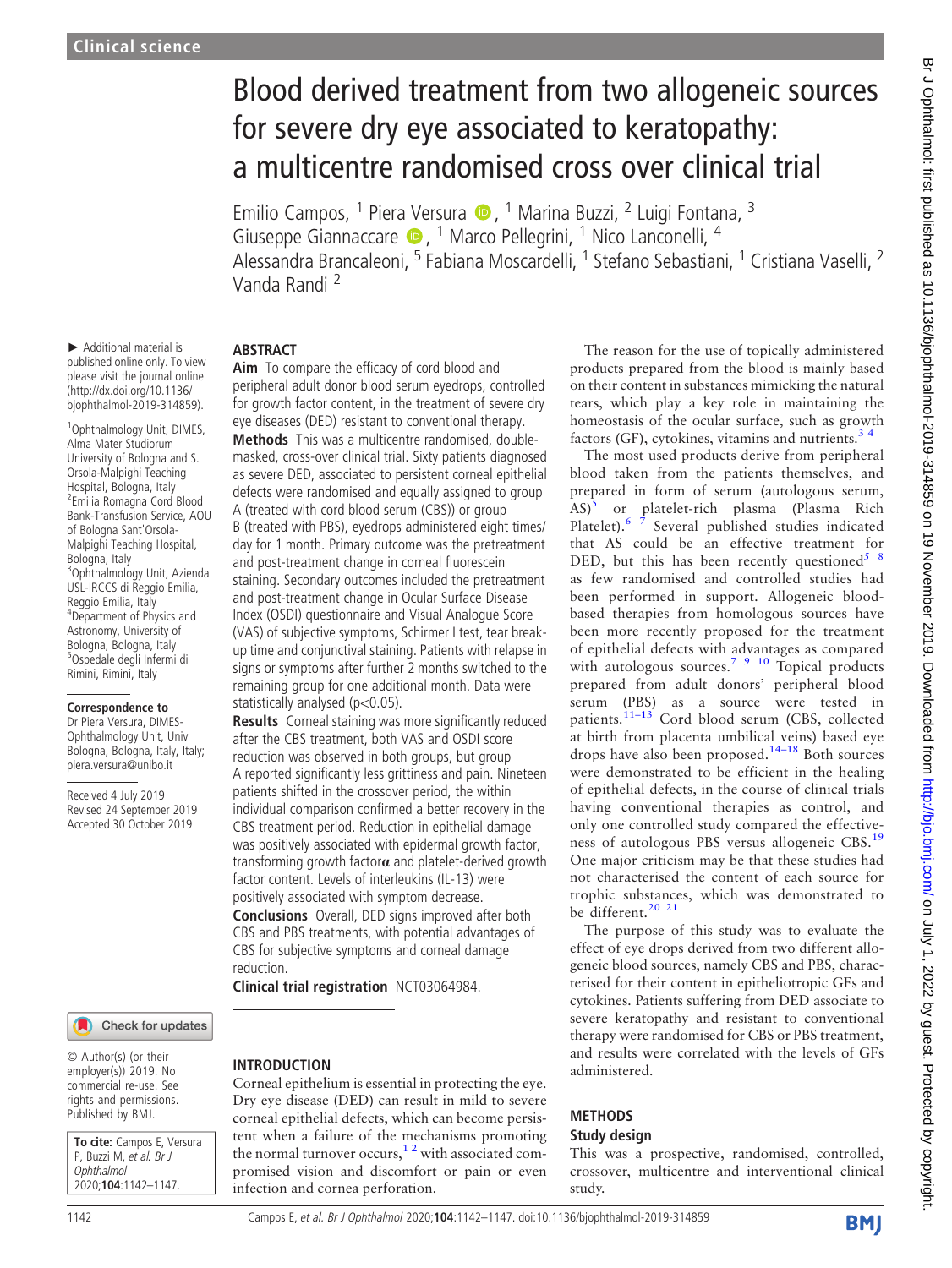# Blood derived treatment from two allogeneic sources for severe dry eye associated to keratopathy: a multicentre randomised cross over clinical trial

Emilio Campos,[1] Piera Versura,[1] Marina Buzzi,[2] Luigi Fontana,[3] Giuseppe Giannaccare,[1] Marco Pellegrini,[1] Nico Lanconelli,[4] Alessandra Brancaleoni,[5] Fabiana Moscardelli,[1] Stefano Sebastiani,[1] Cristiana Vaselli,[2] Vanda Randi[2]

► Additional material is published online only. To view please visit the journal online (http://dx.doi.org/10.1136/bjophthalmol-2019-314859).

[1]Ophthalmology Unit, DIMES, Alma Mater Studiorum University of Bologna and S. Orsola-Malpighi Teaching Hospital, Bologna, Italy
[2]Emilia Romagna Cord Blood Bank-Transfusion Service, AOU of Bologna Sant'Orsola-Malpighi Teaching Hospital, Bologna, Italy
[3]Ophthalmology Unit, Azienda USL-IRCCS di Reggio Emilia, Reggio Emilia, Italy
[4]Department of Physics and Astronomy, University of Bologna, Bologna, Italy
[5]Ospedale degli Infermi di Rimini, Rimini, Italy

**Correspondence to**
Dr Piera Versura, DIMES-Ophthalmology Unit, Univ Bologna, Bologna, Italy, Italy; piera.versura@unibo.it

Received 4 July 2019
Revised 24 September 2019
Accepted 30 October 2019

© Author(s) (or their employer(s)) 2019. No commercial re-use. See rights and permissions. Published by BMJ.

**To cite:** Campos E, Versura P, Buzzi M, *et al. Br J Ophthalmol* 2020;**104**:1142–1147.

## ABSTRACT

**Aim** To compare the efficacy of cord blood and peripheral adult donor blood serum eyedrops, controlled for growth factor content, in the treatment of severe dry eye diseases (DED) resistant to conventional therapy.

**Methods** This was a multicentre randomised, double-masked, cross-over clinical trial. Sixty patients diagnosed as severe DED, associated to persistent corneal epithelial defects were randomised and equally assigned to group A (treated with cord blood serum (CBS)) or group B (treated with PBS), eyedrops administered eight times/day for 1 month. Primary outcome was the pretreatment and post-treatment change in corneal fluorescein staining. Secondary outcomes included the pretreatment and post-treatment change in Ocular Surface Disease Index (OSDI) questionnaire and Visual Analogue Score (VAS) of subjective symptoms, Schirmer I test, tear break-up time and conjunctival staining. Patients with relapse in signs or symptoms after further 2 months switched to the remaining group for one additional month. Data were statistically analysed ($p<0.05$).

**Results** Corneal staining was more significantly reduced after the CBS treatment, both VAS and OSDI score reduction was observed in both groups, but group A reported significantly less grittiness and pain. Nineteen patients shifted in the crossover period, the within individual comparison confirmed a better recovery in the CBS treatment period. Reduction in epithelial damage was positively associated with epidermal growth factor, transforming growth factor$\alpha$ and platelet-derived growth factor content. Levels of interleukins (IL-13) were positively associated with symptom decrease.

**Conclusions** Overall, DED signs improved after both CBS and PBS treatments, with potential advantages of CBS for subjective symptoms and corneal damage reduction.

**Clinical trial registration** NCT03064984.

## INTRODUCTION

Corneal epithelium is essential in protecting the eye. Dry eye disease (DED) can result in mild to severe corneal epithelial defects, which can become persistent when a failure of the mechanisms promoting the normal turnover occurs,[1,2] with associated compromised vision and discomfort or pain or even infection and cornea perforation.

The reason for the use of topically administered products prepared from the blood is mainly based on their content in substances mimicking the natural tears, which play a key role in maintaining the homeostasis of the ocular surface, such as growth factors (GF), cytokines, vitamins and nutrients.[3,4]

The most used products derive from peripheral blood taken from the patients themselves, and prepared in form of serum (autologous serum, AS)[5] or platelet-rich plasma (Plasma Rich Platelet).[6,7] Several published studies indicated that AS could be an effective treatment for DED, but this has been recently questioned[5,8] as few randomised and controlled studies had been performed in support. Allogeneic blood-based therapies from homologous sources have been more recently proposed for the treatment of epithelial defects with advantages as compared with autologous sources.[7,9,10] Topical products prepared from adult donors' peripheral blood serum (PBS) as a source were tested in patients.[11–13] Cord blood serum (CBS, collected at birth from placenta umbilical veins) based eye drops have also been proposed.[14–18] Both sources were demonstrated to be efficient in the healing of epithelial defects, in the course of clinical trials having conventional therapies as control, and only one controlled study compared the effectiveness of autologous PBS versus allogeneic CBS.[19] One major criticism may be that these studies had not characterised the content of each source for trophic substances, which was demonstrated to be different.[20,21]

The purpose of this study was to evaluate the effect of eye drops derived from two different allogeneic blood sources, namely CBS and PBS, characterised for their content in epitheliotropic GFs and cytokines. Patients suffering from DED associate to severe keratopathy and resistant to conventional therapy were randomised for CBS or PBS treatment, and results were correlated with the levels of GFs administered.

## METHODS

### Study design

This was a prospective, randomised, controlled, crossover, multicentre and interventional clinical study.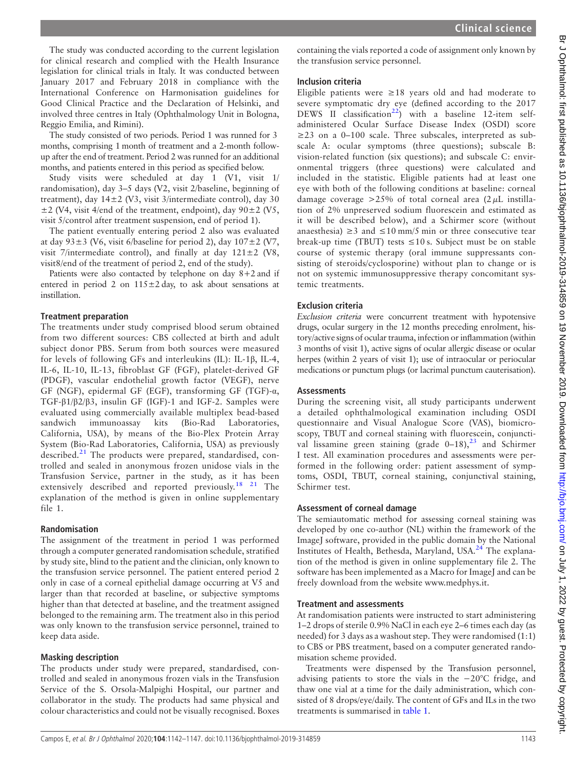The study was conducted according to the current legislation for clinical research and complied with the Health Insurance legislation for clinical trials in Italy. It was conducted between January 2017 and February 2018 in compliance with the International Conference on Harmonisation guidelines for Good Clinical Practice and the Declaration of Helsinki, and involved three centres in Italy (Ophthalmology Unit in Bologna, Reggio Emilia, and Rimini).

The study consisted of two periods. Period 1 was runned for 3 months, comprising 1 month of treatment and a 2-month follow-up after the end of treatment. Period 2 was runned for an additional months, and patients entered in this period as specified below.

Study visits were scheduled at day 1 (V1, visit 1/randomisation), day 3–5 days (V2, visit 2/baseline, beginning of treatment), day 14±2 (V3, visit 3/intermediate control), day 30 ±2 (V4, visit 4/end of the treatment, endpoint), day 90±2 (V5, visit 5/control after treatment suspension, end of period 1).

The patient eventually entering period 2 also was evaluated at day 93±3 (V6, visit 6/baseline for period 2), day 107±2 (V7, visit 7/intermediate control), and finally at day 121±2 (V8, visit8/end of the treatment of period 2, end of the study).

Patients were also contacted by telephone on day 8+2 and if entered in period 2 on 115±2 day, to ask about sensations at instillation.

### Treatment preparation

The treatments under study comprised blood serum obtained from two different sources: CBS collected at birth and adult subject donor PBS. Serum from both sources were measured for levels of following GFs and interleukins (IL): IL-1β, IL-4, IL-6, IL-10, IL-13, fibroblast GF (FGF), platelet-derived GF (PDGF), vascular endothelial growth factor (VEGF), nerve GF (NGF), epidermal GF (EGF), transforming GF (TGF)-α, TGF-β1/β2/β3, insulin GF (IGF)-1 and IGF-2. Samples were evaluated using commercially available multiplex bead-based sandwich immunoassay kits (Bio-Rad Laboratories, California, USA), by means of the Bio-Plex Protein Array System (Bio-Rad Laboratories, California, USA) as previously described.[21] The products were prepared, standardised, controlled and sealed in anonymous frozen unidose vials in the Transfusion Service, partner in the study, as it has been extensively described and reported previously.[18 21] The explanation of the method is given in online supplementary file 1.

### Randomisation

The assignment of the treatment in period 1 was performed through a computer generated randomisation schedule, stratified by study site, blind to the patient and the clinician, only known to the transfusion service personnel. The patient entered period 2 only in case of a corneal epithelial damage occurring at V5 and larger than that recorded at baseline, or subjective symptoms higher than that detected at baseline, and the treatment assigned belonged to the remaining arm. The treatment also in this period was only known to the transfusion service personnel, trained to keep data aside.

### Masking description

The products under study were prepared, standardised, controlled and sealed in anonymous frozen vials in the Transfusion Service of the S. Orsola-Malpighi Hospital, our partner and collaborator in the study. The products had same physical and colour characteristics and could not be visually recognised. Boxes containing the vials reported a code of assignment only known by the transfusion service personnel.

### Inclusion criteria

Eligible patients were ≥18 years old and had moderate to severe symptomatic dry eye (defined according to the 2017 DEWS II classification[22]) with a baseline 12-item self-administered Ocular Surface Disease Index (OSDI) score ≥23 on a 0–100 scale. Three subscales, interpreted as subscale A: ocular symptoms (three questions); subscale B: vision-related function (six questions); and subscale C: environmental triggers (three questions) were calculated and included in the statistic. Eligible patients had at least one eye with both of the following conditions at baseline: corneal damage coverage >25% of total corneal area (2 µL instillation of 2% unpreserved sodium fluorescein and estimated as it will be described below), and a Schirmer score (without anaesthesia) ≥3 and ≤10 mm/5 min or three consecutive tear break-up time (TBUT) tests ≤10 s. Subject must be on stable course of systemic therapy (oral immune suppressants consisting of steroids/cyclosporine) without plan to change or is not on systemic immunosuppressive therapy concomitant systemic treatments.

### Exclusion criteria

*Exclusion criteria* were concurrent treatment with hypotensive drugs, ocular surgery in the 12 months preceding enrolment, history/active signs of ocular trauma, infection or inflammation (within 3 months of visit 1), active signs of ocular allergic disease or ocular herpes (within 2 years of visit 1); use of intraocular or periocular medications or punctum plugs (or lacrimal punctum cauterisation).

### Assessments

During the screening visit, all study participants underwent a detailed ophthalmological examination including OSDI questionnaire and Visual Analogue Score (VAS), biomicroscopy, TBUT and corneal staining with fluorescein, conjunctival lissamine green staining (grade 0–18),[23] and Schirmer I test. All examination procedures and assessments were performed in the following order: patient assessment of symptoms, OSDI, TBUT, corneal staining, conjunctival staining, Schirmer test.

### Assessment of corneal damage

The semiautomatic method for assessing corneal staining was developed by one co-author (NL) within the framework of the ImageJ software, provided in the public domain by the National Institutes of Health, Bethesda, Maryland, USA.[24] The explanation of the method is given in online supplementary file 2. The software has been implemented as a Macro for ImageJ and can be freely download from the website www.medphys.it.

### Treatment and assessments

At randomisation patients were instructed to start administering 1–2 drops of sterile 0.9% NaCl in each eye 2–6 times each day (as needed) for 3 days as a washout step. They were randomised (1:1) to CBS or PBS treatment, based on a computer generated randomisation scheme provided.

Treatments were dispensed by the Transfusion personnel, advising patients to store the vials in the −20°C fridge, and thaw one vial at a time for the daily administration, which consisted of 8 drops/eye/daily. The content of GFs and ILs in the two treatments is summarised in table 1.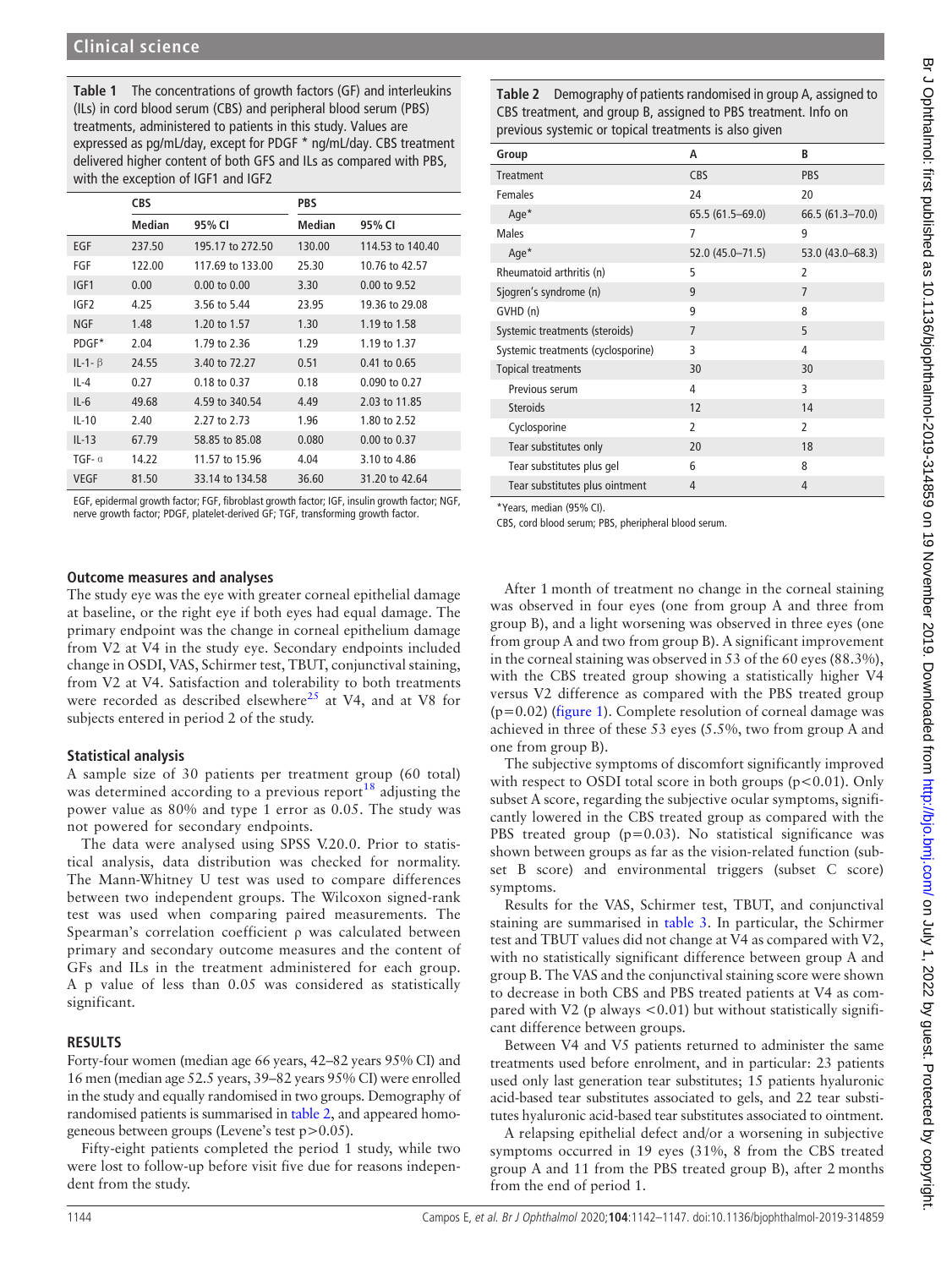**Table 1** The concentrations of growth factors (GF) and interleukins (ILs) in cord blood serum (CBS) and peripheral blood serum (PBS) treatments, administered to patients in this study. Values are expressed as pg/mL/day, except for PDGF * ng/mL/day. CBS treatment delivered higher content of both GFS and ILs as compared with PBS, with the exception of IGF1 and IGF2

| | CBS | | PBS | |
|---|---|---|---|---|
| | Median | 95% CI | Median | 95% CI |
| EGF | 237.50 | 195.17 to 272.50 | 130.00 | 114.53 to 140.40 |
| FGF | 122.00 | 117.69 to 133.00 | 25.30 | 10.76 to 42.57 |
| IGF1 | 0.00 | 0.00 to 0.00 | 3.30 | 0.00 to 9.52 |
| IGF2 | 4.25 | 3.56 to 5.44 | 23.95 | 19.36 to 29.08 |
| NGF | 1.48 | 1.20 to 1.57 | 1.30 | 1.19 to 1.58 |
| PDGF* | 2.04 | 1.79 to 2.36 | 1.29 | 1.19 to 1.37 |
| IL-1- β | 24.55 | 3.40 to 72.27 | 0.51 | 0.41 to 0.65 |
| IL-4 | 0.27 | 0.18 to 0.37 | 0.18 | 0.090 to 0.27 |
| IL-6 | 49.68 | 4.59 to 340.54 | 4.49 | 2.03 to 11.85 |
| IL-10 | 2.40 | 2.27 to 2.73 | 1.96 | 1.80 to 2.52 |
| IL-13 | 67.79 | 58.85 to 85.08 | 0.080 | 0.00 to 0.37 |
| TGF- α | 14.22 | 11.57 to 15.96 | 4.04 | 3.10 to 4.86 |
| VEGF | 81.50 | 33.14 to 134.58 | 36.60 | 31.20 to 42.64 |

EGF, epidermal growth factor; FGF, fibroblast growth factor; IGF, insulin growth factor; NGF, nerve growth factor; PDGF, platelet-derived GF; TGF, transforming growth factor.

**Table 2** Demography of patients randomised in group A, assigned to CBS treatment, and group B, assigned to PBS treatment. Info on previous systemic or topical treatments is also given

| Group | A | B |
|---|---|---|
| Treatment | CBS | PBS |
| Females | 24 | 20 |
| Age* | 65.5 (61.5–69.0) | 66.5 (61.3–70.0) |
| Males | 7 | 9 |
| Age* | 52.0 (45.0–71.5) | 53.0 (43.0–68.3) |
| Rheumatoid arthritis (n) | 5 | 2 |
| Sjogren's syndrome (n) | 9 | 7 |
| GVHD (n) | 9 | 8 |
| Systemic treatments (steroids) | 7 | 5 |
| Systemic treatments (cyclosporine) | 3 | 4 |
| Topical treatments | 30 | 30 |
| Previous serum | 4 | 3 |
| Steroids | 12 | 14 |
| Cyclosporine | 2 | 2 |
| Tear substitutes only | 20 | 18 |
| Tear substitutes plus gel | 6 | 8 |
| Tear substitutes plus ointment | 4 | 4 |

*Years, median (95% CI).

CBS, cord blood serum; PBS, pheripheral blood serum.

### Outcome measures and analyses

The study eye was the eye with greater corneal epithelial damage at baseline, or the right eye if both eyes had equal damage. The primary endpoint was the change in corneal epithelium damage from V2 at V4 in the study eye. Secondary endpoints included change in OSDI, VAS, Schirmer test, TBUT, conjunctival staining, from V2 at V4. Satisfaction and tolerability to both treatments were recorded as described elsewhere[25] at V4, and at V8 for subjects entered in period 2 of the study.

### Statistical analysis

A sample size of 30 patients per treatment group (60 total) was determined according to a previous report[18] adjusting the power value as 80% and type 1 error as 0.05. The study was not powered for secondary endpoints.

The data were analysed using SPSS V.20.0. Prior to statistical analysis, data distribution was checked for normality. The Mann-Whitney U test was used to compare differences between two independent groups. The Wilcoxon signed-rank test was used when comparing paired measurements. The Spearman's correlation coefficient ρ was calculated between primary and secondary outcome measures and the content of GFs and ILs in the treatment administered for each group. A p value of less than 0.05 was considered as statistically significant.

## RESULTS

Forty-four women (median age 66 years, 42–82 years 95% CI) and 16 men (median age 52.5 years, 39–82 years 95% CI) were enrolled in the study and equally randomised in two groups. Demography of randomised patients is summarised in table 2, and appeared homogeneous between groups (Levene's test $p>0.05$).

Fifty-eight patients completed the period 1 study, while two were lost to follow-up before visit five due for reasons independent from the study.

After 1 month of treatment no change in the corneal staining was observed in four eyes (one from group A and three from group B), and a light worsening was observed in three eyes (one from group A and two from group B). A significant improvement in the corneal staining was observed in 53 of the 60 eyes (88.3%), with the CBS treated group showing a statistically higher V4 versus V2 difference as compared with the PBS treated group ($p=0.02$) (figure 1). Complete resolution of corneal damage was achieved in three of these 53 eyes (5.5%, two from group A and one from group B).

The subjective symptoms of discomfort significantly improved with respect to OSDI total score in both groups ($p<0.01$). Only subset A score, regarding the subjective ocular symptoms, significantly lowered in the CBS treated group as compared with the PBS treated group ($p=0.03$). No statistical significance was shown between groups as far as the vision-related function (subset B score) and environmental triggers (subset C score) symptoms.

Results for the VAS, Schirmer test, TBUT, and conjunctival staining are summarised in table 3. In particular, the Schirmer test and TBUT values did not change at V4 as compared with V2, with no statistically significant difference between group A and group B. The VAS and the conjunctival staining score were shown to decrease in both CBS and PBS treated patients at V4 as compared with V2 (p always $<0.01$) but without statistically significant difference between groups.

Between V4 and V5 patients returned to administer the same treatments used before enrolment, and in particular: 23 patients used only last generation tear substitutes; 15 patients hyaluronic acid-based tear substitutes associated to gels, and 22 tear substitutes hyaluronic acid-based tear substitutes associated to ointment.

A relapsing epithelial defect and/or a worsening in subjective symptoms occurred in 19 eyes (31%, 8 from the CBS treated group A and 11 from the PBS treated group B), after 2 months from the end of period 1.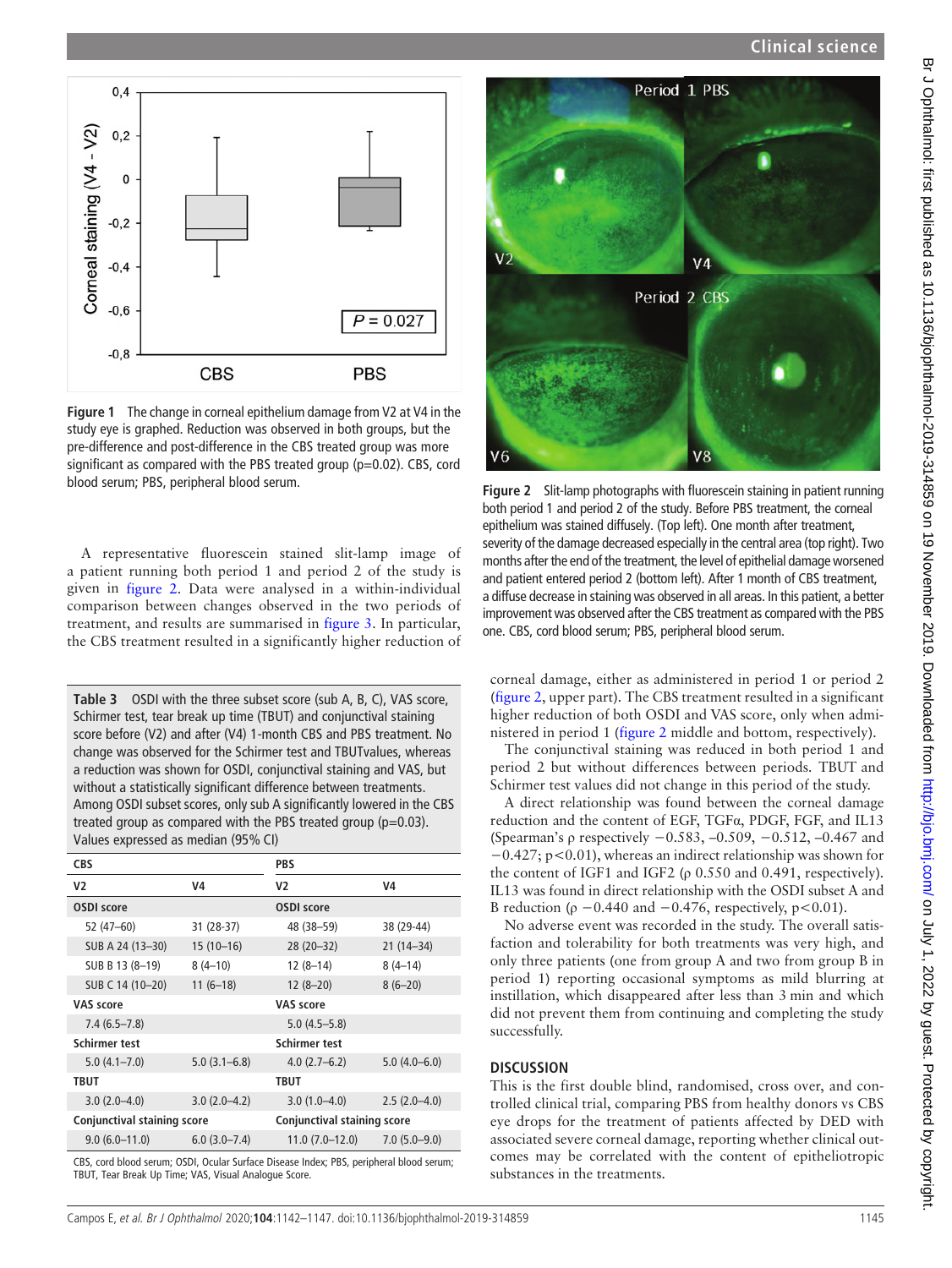0,4
0,2
0
-0,2
-0,4
-0,6
-0,8
Corneal staining (V4 - V2)
CBS
PBS
P = 0.027

**Figure 1** The change in corneal epithelium damage from V2 at V4 in the study eye is graphed. Reduction was observed in both groups, but the pre-difference and post-difference in the CBS treated group was more significant as compared with the PBS treated group (p=0.02). CBS, cord blood serum; PBS, peripheral blood serum.

A representative fluorescein stained slit-lamp image of a patient running both period 1 and period 2 of the study is given in figure 2. Data were analysed in a within-individual comparison between changes observed in the two periods of treatment, and results are summarised in figure 3. In particular, the CBS treatment resulted in a significantly higher reduction of corneal damage, either as administered in period 1 or period 2 (figure 2, upper part). The CBS treatment resulted in a significant higher reduction of both OSDI and VAS score, only when administered in period 1 (figure 2 middle and bottom, respectively).

The conjunctival staining was reduced in both period 1 and period 2 but without differences between periods. TBUT and Schirmer test values did not change in this period of the study.

A direct relationship was found between the corneal damage reduction and the content of EGF, TGFα, PDGF, FGF, and IL13 (Spearman's ρ respectively −0.583, −0.509, −0.512, −0.467 and −0.427; p<0.01), whereas an indirect relationship was shown for the content of IGF1 and IGF2 (ρ 0.550 and 0.491, respectively). IL13 was found in direct relationship with the OSDI subset A and B reduction (ρ −0.440 and −0.476, respectively, p<0.01).

No adverse event was recorded in the study. The overall satisfaction and tolerability for both treatments was very high, and only three patients (one from group A and two from group B in period 1) reporting occasional symptoms as mild blurring at instillation, which disappeared after less than 3 min and which did not prevent them from continuing and completing the study successfully.

**Table 3** OSDI with the three subset score (sub A, B, C), VAS score, Schirmer test, tear break up time (TBUT) and conjunctival staining score before (V2) and after (V4) 1-month CBS and PBS treatment. No change was observed for the Schirmer test and TBUTvalues, whereas a reduction was shown for OSDI, conjunctival staining and VAS, but without a statistically significant difference between treatments. Among OSDI subset scores, only sub A significantly lowered in the CBS treated group as compared with the PBS treated group (p=0.03). Values expressed as median (95% CI)

| CBS | | PBS | |
|---|---|---|---|
| V2 | V4 | V2 | V4 |
| **OSDI score** | | **OSDI score** | |
| 52 (47–60) | 31 (28-37) | 48 (38–59) | 38 (29-44) |
| SUB A 24 (13–30) | 15 (10–16) | 28 (20–32) | 21 (14–34) |
| SUB B 13 (8–19) | 8 (4–10) | 12 (8–14) | 8 (4–14) |
| SUB C 14 (10–20) | 11 (6–18) | 12 (8–20) | 8 (6–20) |
| **VAS score** | | **VAS score** | |
| 7.4 (6.5–7.8) | | 5.0 (4.5–5.8) | |
| **Schirmer test** | | **Schirmer test** | |
| 5.0 (4.1–7.0) | 5.0 (3.1–6.8) | 4.0 (2.7–6.2) | 5.0 (4.0–6.0) |
| **TBUT** | | **TBUT** | |
| 3.0 (2.0–4.0) | 3.0 (2.0–4.2) | 3.0 (1.0–4.0) | 2.5 (2.0–4.0) |
| **Conjunctival staining score** | | **Conjunctival staining score** | |
| 9.0 (6.0–11.0) | 6.0 (3.0–7.4) | 11.0 (7.0–12.0) | 7.0 (5.0–9.0) |

CBS, cord blood serum; OSDI, Ocular Surface Disease Index; PBS, peripheral blood serum; TBUT, Tear Break Up Time; VAS, Visual Analogue Score.

Period 1 PBS
V2
V4
Period 2 CBS
V6
V8

**Figure 2** Slit-lamp photographs with fluorescein staining in patient running both period 1 and period 2 of the study. Before PBS treatment, the corneal epithelium was stained diffusely. (Top left). One month after treatment, severity of the damage decreased especially in the central area (top right). Two months after the end of the treatment, the level of epithelial damage worsened and patient entered period 2 (bottom left). After 1 month of CBS treatment, a diffuse decrease in staining was observed in all areas. In this patient, a better improvement was observed after the CBS treatment as compared with the PBS one. CBS, cord blood serum; PBS, peripheral blood serum.

## DISCUSSION

This is the first double blind, randomised, cross over, and controlled clinical trial, comparing PBS from healthy donors vs CBS eye drops for the treatment of patients affected by DED with associated severe corneal damage, reporting whether clinical outcomes may be correlated with the content of epitheliotropic substances in the treatments.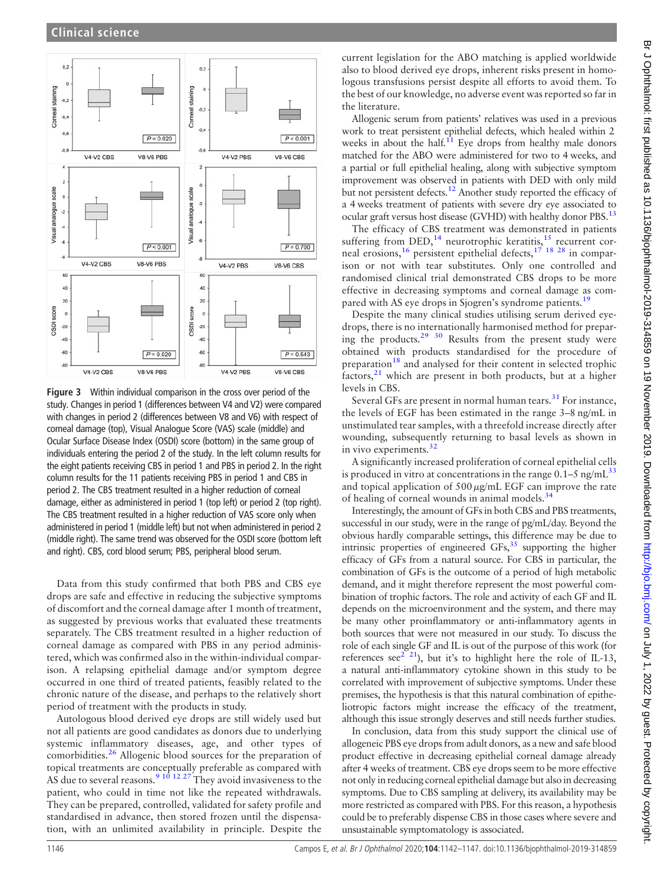Figure 3 Within individual comparison in the cross over period of the study. Changes in period 1 (differences between V4 and V2) were compared with changes in period 2 (differences between V8 and V6) with respect of corneal damage (top), Visual Analogue Score (VAS) scale (middle) and Ocular Surface Disease Index (OSDI) score (bottom) in the same group of individuals entering the period 2 of the study. In the left column results for the eight patients receiving CBS in period 1 and PBS in period 2. In the right column results for the 11 patients receiving PBS in period 1 and CBS in period 2. The CBS treatment resulted in a higher reduction of corneal damage, either as administered in period 1 (top left) or period 2 (top right). The CBS treatment resulted in a higher reduction of VAS score only when administered in period 1 (middle left) but not when administered in period 2 (middle right). The same trend was observed for the OSDI score (bottom left and right). CBS, cord blood serum; PBS, peripheral blood serum.

Data from this study confirmed that both PBS and CBS eye drops are safe and effective in reducing the subjective symptoms of discomfort and the corneal damage after 1 month of treatment, as suggested by previous works that evaluated these treatments separately. The CBS treatment resulted in a higher reduction of corneal damage as compared with PBS in any period administered, which was confirmed also in the within-individual comparison. A relapsing epithelial damage and/or symptom degree occurred in one third of treated patients, feasibly related to the chronic nature of the disease, and perhaps to the relatively short period of treatment with the products in study.

Autologous blood derived eye drops are still widely used but not all patients are good candidates as donors due to underlying systemic inflammatory diseases, age, and other types of comorbidities.[26] Allogenic blood sources for the preparation of topical treatments are conceptually preferable as compared with AS due to several reasons.[9 10 12 27] They avoid invasiveness to the patient, who could in time not like the repeated withdrawals. They can be prepared, controlled, validated for safety profile and standardised in advance, then stored frozen until the dispensation, with an unlimited availability in principle. Despite the current legislation for the ABO matching is applied worldwide also to blood derived eye drops, inherent risks present in homologous transfusions persist despite all efforts to avoid them. To the best of our knowledge, no adverse event was reported so far in the literature.

Allogenic serum from patients' relatives was used in a previous work to treat persistent epithelial defects, which healed within 2 weeks in about the half.[11] Eye drops from healthy male donors matched for the ABO were administered for two to 4 weeks, and a partial or full epithelial healing, along with subjective symptom improvement was observed in patients with DED with only mild but not persistent defects.[12] Another study reported the efficacy of a 4 weeks treatment of patients with severe dry eye associated to ocular graft versus host disease (GVHD) with healthy donor PBS.[13]

The efficacy of CBS treatment was demonstrated in patients suffering from DED,[14] neurotrophic keratitis,[15] recurrent corneal erosions,[16] persistent epithelial defects,[17 18 28] in comparison or not with tear substitutes. Only one controlled and randomised clinical trial demonstrated CBS drops to be more effective in decreasing symptoms and corneal damage as compared with AS eye drops in Sjogren's syndrome patients.[19]

Despite the many clinical studies utilising serum derived eye-drops, there is no internationally harmonised method for preparing the products.[29 30] Results from the present study were obtained with products standardised for the procedure of preparation[18] and analysed for their content in selected trophic factors,[21] which are present in both products, but at a higher levels in CBS.

Several GFs are present in normal human tears.[31] For instance, the levels of EGF has been estimated in the range 3–8 ng/mL in unstimulated tear samples, with a threefold increase directly after wounding, subsequently returning to basal levels as shown in in vivo experiments.[32]

A significantly increased proliferation of corneal epithelial cells is produced in vitro at concentrations in the range 0.1–5 ng/mL[33] and topical application of 500 $\mu$g/mL EGF can improve the rate of healing of corneal wounds in animal models.[34]

Interestingly, the amount of GFs in both CBS and PBS treatments, successful in our study, were in the range of pg/mL/day. Beyond the obvious hardly comparable settings, this difference may be due to intrinsic properties of engineered GFs,[35] supporting the higher efficacy of GFs from a natural source. For CBS in particular, the combination of GFs is the outcome of a period of high metabolic demand, and it might therefore represent the most powerful combination of trophic factors. The role and activity of each GF and IL depends on the microenvironment and the system, and there may be many other proinflammatory or anti-inflammatory agents in both sources that were not measured in our study. To discuss the role of each single GF and IL is out of the purpose of this work (for references see[2 21]), but it's to highlight here the role of IL-13, a natural anti-inflammatory cytokine shown in this study to be correlated with improvement of subjective symptoms. Under these premises, the hypothesis is that this natural combination of epitheliotropic factors might increase the efficacy of the treatment, although this issue strongly deserves and still needs further studies.

In conclusion, data from this study support the clinical use of allogeneic PBS eye drops from adult donors, as a new and safe blood product effective in decreasing epithelial corneal damage already after 4 weeks of treatment. CBS eye drops seem to be more effective not only in reducing corneal epithelial damage but also in decreasing symptoms. Due to CBS sampling at delivery, its availability may be more restricted as compared with PBS. For this reason, a hypothesis could be to preferably dispense CBS in those cases where severe and unsustainable symptomatology is associated.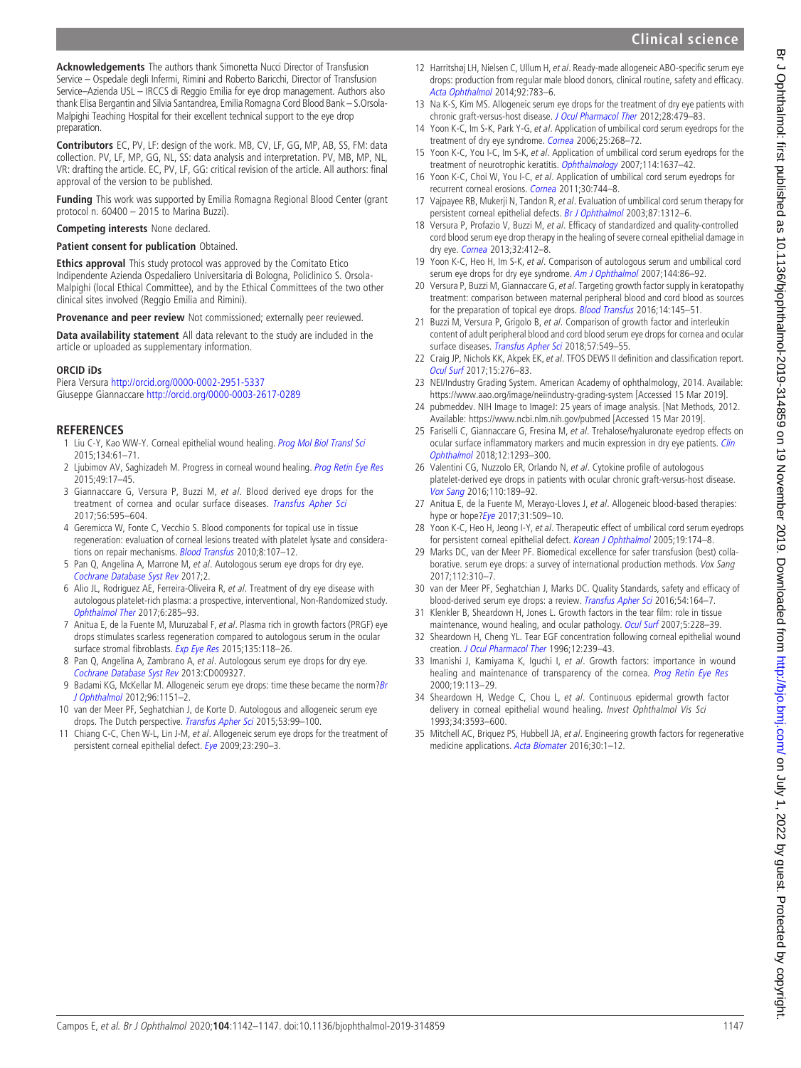**Acknowledgements** The authors thank Simonetta Nucci Director of Transfusion Service – Ospedale degli Infermi, Rimini and Roberto Baricchi, Director of Transfusion Service–Azienda USL – IRCCS di Reggio Emilia for eye drop management. Authors also thank Elisa Bergantin and Silvia Santandrea, Emilia Romagna Cord Blood Bank – S.Orsola-Malpighi Teaching Hospital for their excellent technical support to the eye drop preparation.

**Contributors** EC, PV, LF: design of the work. MB, CV, LF, GG, MP, AB, SS, FM: data collection. PV, LF, MP, GG, NL, SS: data analysis and interpretation. PV, MB, MP, NL, VR: drafting the article. EC, PV, LF, GG: critical revision of the article. All authors: final approval of the version to be published.

**Funding** This work was supported by Emilia Romagna Regional Blood Center (grant protocol n. 60400 – 2015 to Marina Buzzi).

**Competing interests** None declared.

**Patient consent for publication** Obtained.

**Ethics approval** This study protocol was approved by the Comitato Etico Indipendente Azienda Ospedaliero Universitaria di Bologna, Policlinico S. Orsola-Malpighi (local Ethical Committee), and by the Ethical Committees of the two other clinical sites involved (Reggio Emilia and Rimini).

**Provenance and peer review** Not commissioned; externally peer reviewed.

**Data availability statement** All data relevant to the study are included in the article or uploaded as supplementary information.

**ORCID iDs**

Piera Versura http://orcid.org/0000-0002-2951-5337

Giuseppe Giannaccare http://orcid.org/0000-0003-2617-0289

## REFERENCES

1. Liu C-Y, Kao WW-Y. Corneal epithelial wound healing. *Prog Mol Biol Transl Sci* 2015;134:61–71.
2. Ljubimov AV, Saghizadeh M. Progress in corneal wound healing. *Prog Retin Eye Res* 2015;49:17–45.
3. Giannaccare G, Versura P, Buzzi M, *et al*. Blood derived eye drops for the treatment of cornea and ocular surface diseases. *Transfus Apher Sci* 2017;56:595–604.
4. Geremicca W, Fonte C, Vecchio S. Blood components for topical use in tissue regeneration: evaluation of corneal lesions treated with platelet lysate and considerations on repair mechanisms. *Blood Transfus* 2010;8:107–12.
5. Pan Q, Angelina A, Marrone M, *et al*. Autologous serum eye drops for dry eye. *Cochrane Database Syst Rev* 2017;2.
6. Alio JL, Rodriguez AE, Ferreira-Oliveira R, *et al*. Treatment of dry eye disease with autologous platelet-rich plasma: a prospective, interventional, Non-Randomized study. *Ophthalmol Ther* 2017;6:285–93.
7. Anitua E, de la Fuente M, Muruzabal F, *et al*. Plasma rich in growth factors (PRGF) eye drops stimulates scarless regeneration compared to autologous serum in the ocular surface stromal fibroblasts. *Exp Eye Res* 2015;135:118–26.
8. Pan Q, Angelina A, Zambrano A, *et al*. Autologous serum eye drops for dry eye. *Cochrane Database Syst Rev* 2013:CD009327.
9. Badami KG, McKellar M. Allogeneic serum eye drops: time these became the norm? *Br J Ophthalmol* 2012;96:1151–2.
10. van der Meer PF, Seghatchian J, de Korte D. Autologous and allogeneic serum eye drops. The Dutch perspective. *Transfus Apher Sci* 2015;53:99–100.
11. Chiang C-C, Chen W-L, Lin J-M, *et al*. Allogeneic serum eye drops for the treatment of persistent corneal epithelial defect. *Eye* 2009;23:290–3.
12. Harritshøj LH, Nielsen C, Ullum H, *et al*. Ready-made allogeneic ABO-specific serum eye drops: production from regular male blood donors, clinical routine, safety and efficacy. *Acta Ophthalmol* 2014;92:783–6.
13. Na K-S, Kim MS. Allogeneic serum eye drops for the treatment of dry eye patients with chronic graft-versus-host disease. *J Ocul Pharmacol Ther* 2012;28:479–83.
14. Yoon K-C, Im S-K, Park Y-G, *et al*. Application of umbilical cord serum eyedrops for the treatment of dry eye syndrome. *Cornea* 2006;25:268–72.
15. Yoon K-C, You I-C, Im S-K, *et al*. Application of umbilical cord serum eyedrops for the treatment of neurotrophic keratitis. *Ophthalmology* 2007;114:1637–42.
16. Yoon K-C, Choi W, You I-C, *et al*. Application of umbilical cord serum eyedrops for recurrent corneal erosions. *Cornea* 2011;30:744–8.
17. Vajpayee RB, Mukerji N, Tandon R, *et al*. Evaluation of umbilical cord serum therapy for persistent corneal epithelial defects. *Br J Ophthalmol* 2003;87:1312–6.
18. Versura P, Profazio V, Buzzi M, *et al*. Efficacy of standardized and quality-controlled cord blood serum eye drop therapy in the healing of severe corneal epithelial damage in dry eye. *Cornea* 2013;32:412–8.
19. Yoon K-C, Heo H, Im S-K, *et al*. Comparison of autologous serum and umbilical cord serum eye drops for dry eye syndrome. *Am J Ophthalmol* 2007;144:86–92.
20. Versura P, Buzzi M, Giannaccare G, *et al*. Targeting growth factor supply in keratopathy treatment: comparison between maternal peripheral blood and cord blood as sources for the preparation of topical eye drops. *Blood Transfus* 2016;14:145–51.
21. Buzzi M, Versura P, Grigolo B, *et al*. Comparison of growth factor and interleukin content of adult peripheral blood and cord blood serum eye drops for cornea and ocular surface diseases. *Transfus Apher Sci* 2018;57:549–55.
22. Craig JP, Nichols KK, Akpek EK, *et al*. TFOS DEWS II definition and classification report. *Ocul Surf* 2017;15:276–83.
23. NEI/Industry Grading System. American Academy of ophthalmology, 2014. Available: https://www.aao.org/image/neiindustry-grading-system [Accessed 15 Mar 2019].
24. pubmeddev. NIH Image to ImageJ: 25 years of image analysis. [Nat Methods, 2012. Available: https://www.ncbi.nlm.nih.gov/pubmed [Accessed 15 Mar 2019].
25. Fariselli C, Giannaccare G, Fresina M, *et al*. Trehalose/hyaluronate eyedrop effects on ocular surface inflammatory markers and mucin expression in dry eye patients. *Clin Ophthalmol* 2018;12:1293–300.
26. Valentini CG, Nuzzolo ER, Orlando N, *et al*. Cytokine profile of autologous platelet-derived eye drops in patients with ocular chronic graft-versus-host disease. *Vox Sang* 2016;110:189–92.
27. Anitua E, de la Fuente M, Merayo-Lloves J, *et al*. Allogeneic blood-based therapies: hype or hope? *Eye* 2017;31:509–10.
28. Yoon K-C, Heo H, Jeong I-Y, *et al*. Therapeutic effect of umbilical cord serum eyedrops for persistent corneal epithelial defect. *Korean J Ophthalmol* 2005;19:174–8.
29. Marks DC, van der Meer PF. Biomedical excellence for safer transfusion (best) collaborative. serum eye drops: a survey of international production methods. *Vox Sang* 2017;112:310–7.
30. van der Meer PF, Seghatchian J, Marks DC. Quality Standards, safety and efficacy of blood-derived serum eye drops: a review. *Transfus Apher Sci* 2016;54:164–7.
31. Klenkler B, Sheardown H, Jones L. Growth factors in the tear film: role in tissue maintenance, wound healing, and ocular pathology. *Ocul Surf* 2007;5:228–39.
32. Sheardown H, Cheng YL. Tear EGF concentration following corneal epithelial wound creation. *J Ocul Pharmacol Ther* 1996;12:239–43.
33. Imanishi J, Kamiyama K, Iguchi I, *et al*. Growth factors: importance in wound healing and maintenance of transparency of the cornea. *Prog Retin Eye Res* 2000;19:113–29.
34. Sheardown H, Wedge C, Chou L, *et al*. Continuous epidermal growth factor delivery in corneal epithelial wound healing. *Invest Ophthalmol Vis Sci* 1993;34:3593–600.
35. Mitchell AC, Briquez PS, Hubbell JA, *et al*. Engineering growth factors for regenerative medicine applications. *Acta Biomater* 2016;30:1–12.